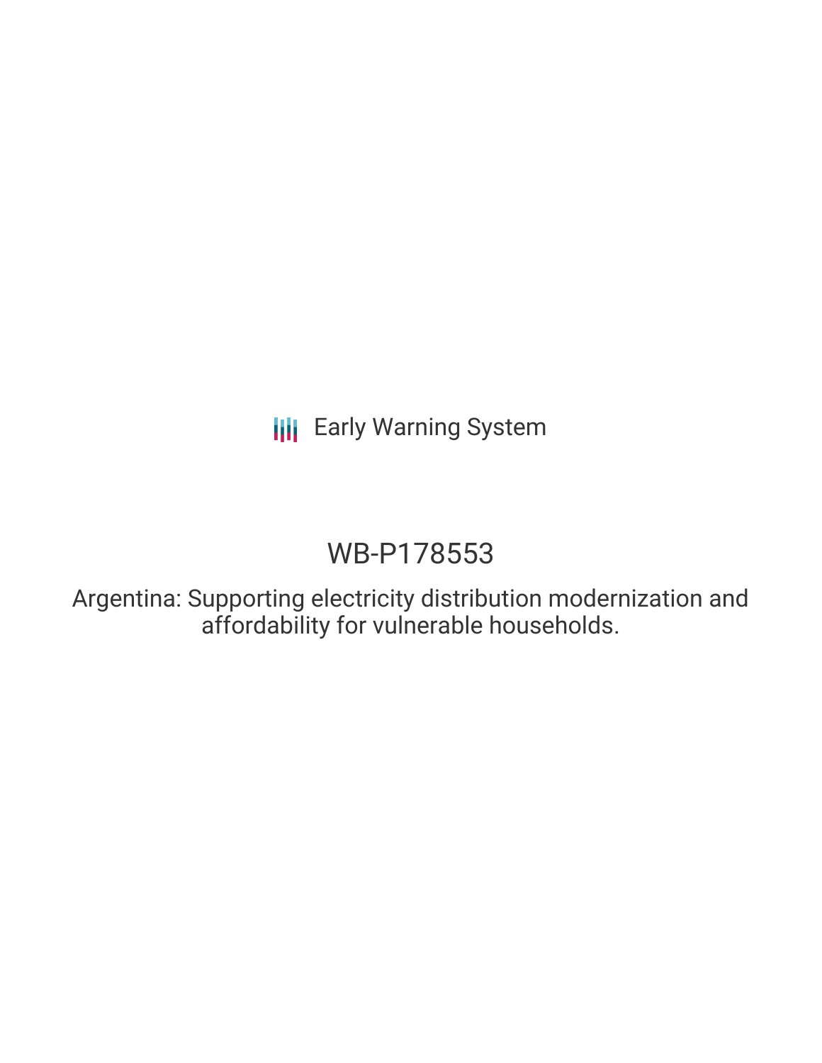Early Warning System

# WB-P178553

Argentina: Supporting electricity distribution modernization and affordability for vulnerable households.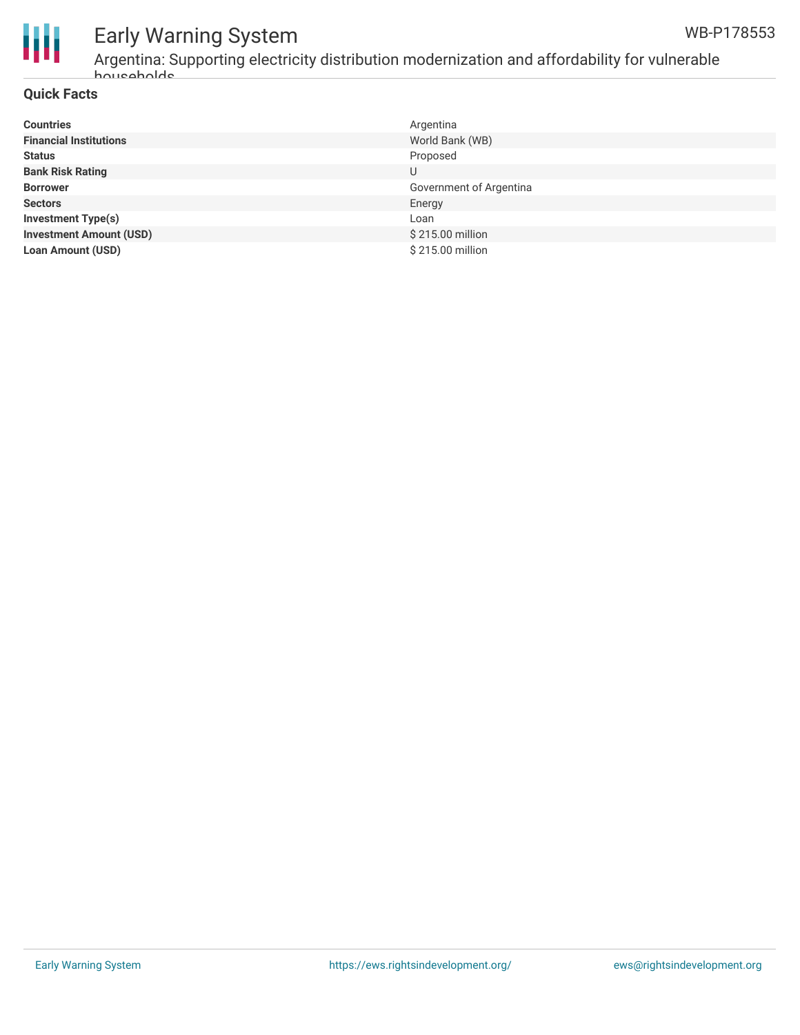## Quick Facts

| | |
|---|---|
| **Countries** | Argentina |
| **Financial Institutions** | World Bank (WB) |
| **Status** | Proposed |
| **Bank Risk Rating** | U |
| **Borrower** | Government of Argentina |
| **Sectors** | Energy |
| **Investment Type(s)** | Loan |
| **Investment Amount (USD)** | $ 215.00 million |
| **Loan Amount (USD)** | $ 215.00 million |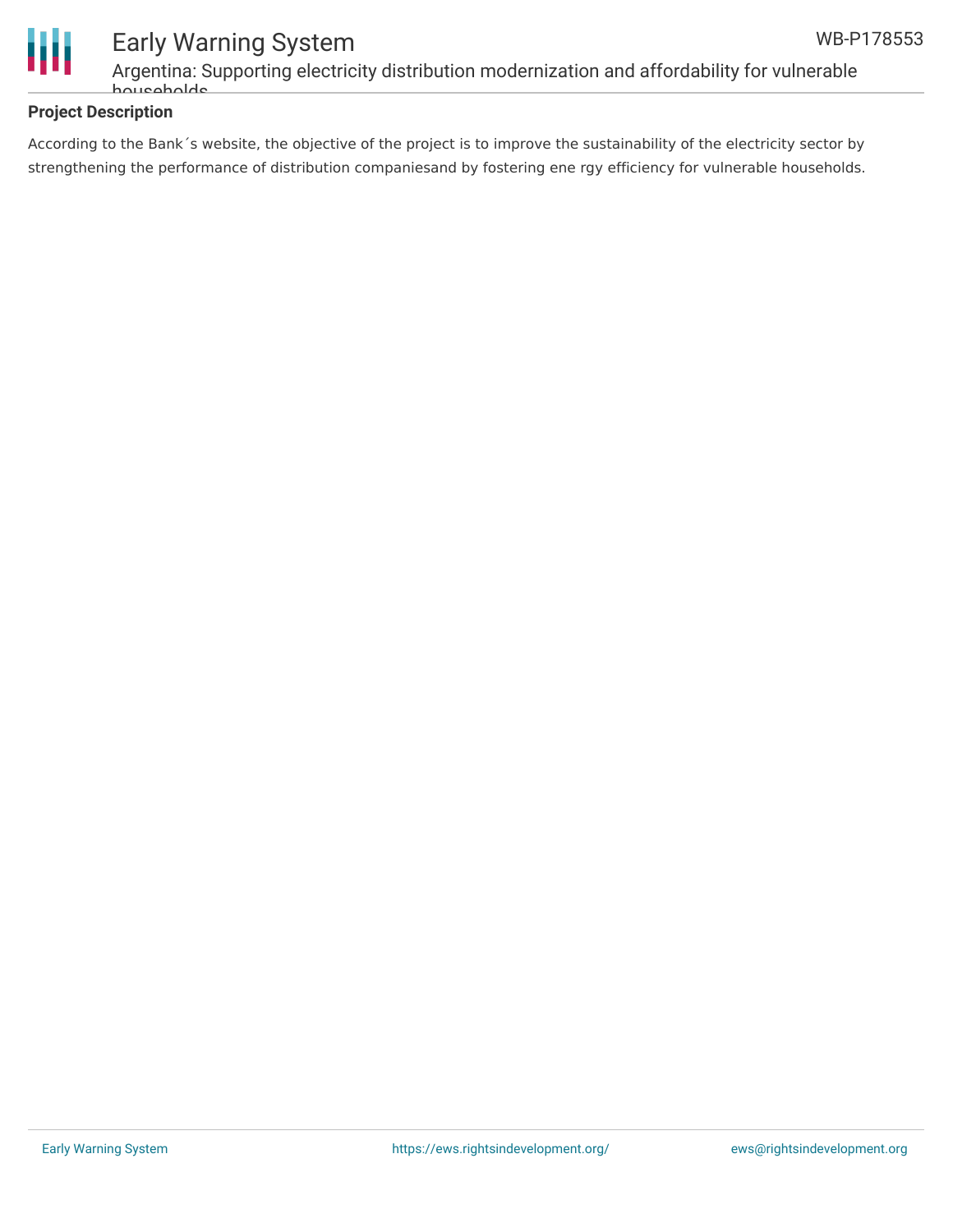**Project Description**

According to the Bank´s website, the objective of the project is to improve the sustainability of the electricity sector by strengthening the performance of distribution companiesand by fostering ene rgy efficiency for vulnerable households.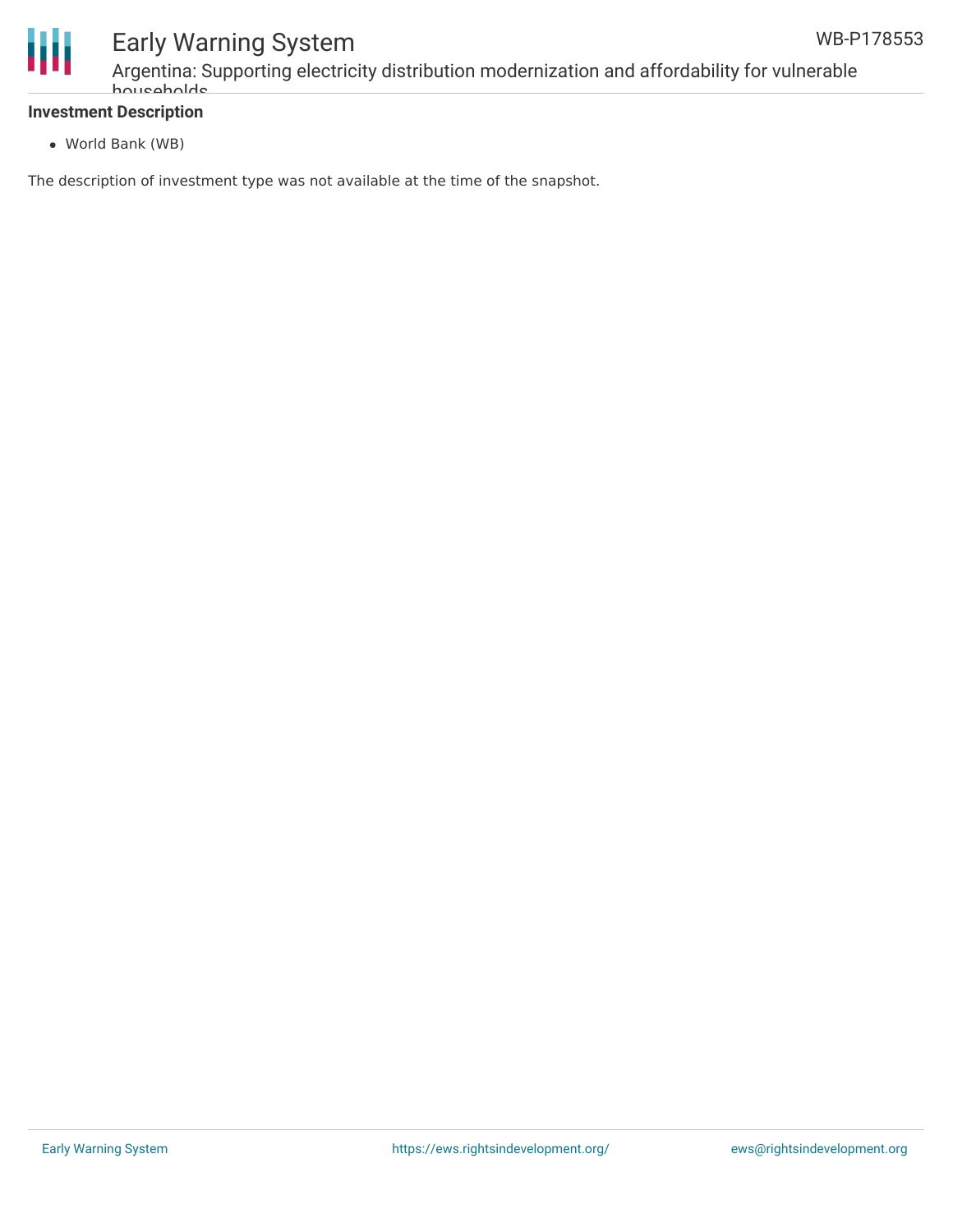**Investment Description**

- World Bank (WB)

The description of investment type was not available at the time of the snapshot.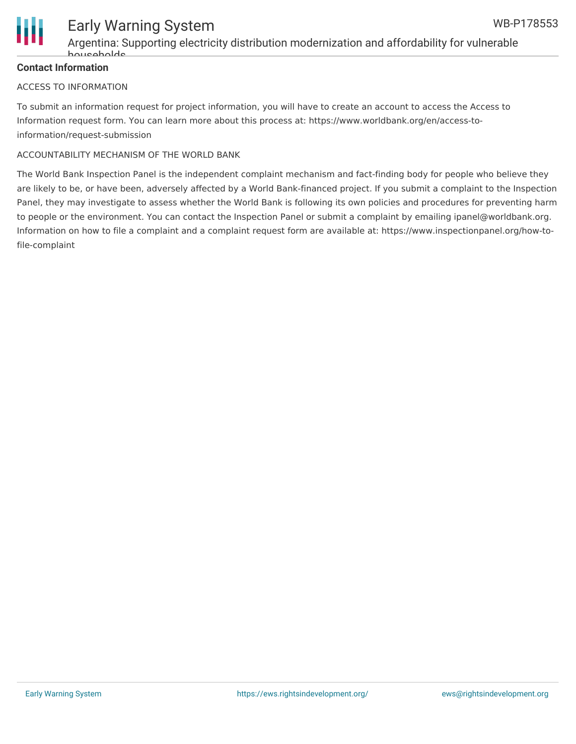**Contact Information**

ACCESS TO INFORMATION

To submit an information request for project information, you will have to create an account to access the Access to Information request form. You can learn more about this process at: https://www.worldbank.org/en/access-to-information/request-submission

ACCOUNTABILITY MECHANISM OF THE WORLD BANK

The World Bank Inspection Panel is the independent complaint mechanism and fact-finding body for people who believe they are likely to be, or have been, adversely affected by a World Bank-financed project. If you submit a complaint to the Inspection Panel, they may investigate to assess whether the World Bank is following its own policies and procedures for preventing harm to people or the environment. You can contact the Inspection Panel or submit a complaint by emailing ipanel@worldbank.org. Information on how to file a complaint and a complaint request form are available at: https://www.inspectionpanel.org/how-to-file-complaint